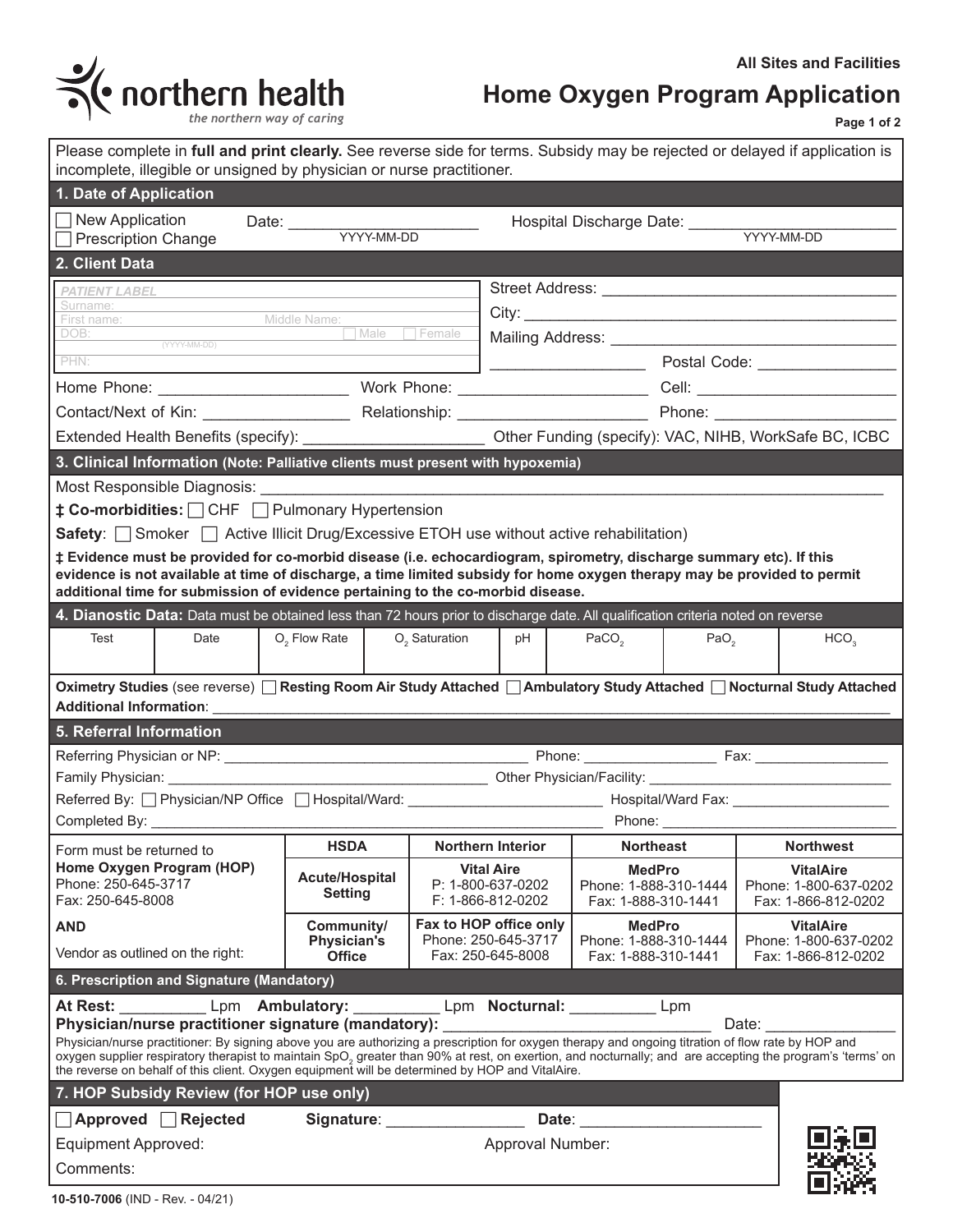northern health

*the northern way of caring*

**All Sites and Facilities**

# Home Oxygen Program Application

Please complete in **full and print clearly.** See reverse side for terms. Subsidy may be rejected or delayed if application is incomplete, illegible or unsigned by physician or nurse practitioner.

## 1. Date of Application

☐ New Application
☐ Prescription Change

Date: ______________________ (YYYY-MM-DD)

Hospital Discharge Date: ______________________ (YYYY-MM-DD)

## 2. Client Data

PATIENT LABEL
Surname:
First name: Middle Name:
DOB: (YYYY-MM-DD) ☐ Male ☐ Female
PHN:

Street Address: ______________________
City: ______________________
Mailing Address: ______________________
______________________ Postal Code: ______________________

Home Phone: ______________________ Work Phone: ______________________ Cell: ______________________

Contact/Next of Kin: ______________________ Relationship: ______________________ Phone: ______________________

Extended Health Benefits (specify): ______________________ Other Funding (specify): VAC, NIHB, WorkSafe BC, ICBC

## 3. Clinical Information (Note: Palliative clients must present with hypoxemia)

Most Responsible Diagnosis: ______________________

**‡ Co-morbidities:** ☐ CHF ☐ Pulmonary Hypertension

**Safety**: ☐ Smoker ☐ Active Illicit Drug/Excessive ETOH use without active rehabilitation)

**‡ Evidence must be provided for co-morbid disease (i.e. echocardiogram, spirometry, discharge summary etc). If this evidence is not available at time of discharge, a time limited subsidy for home oxygen therapy may be provided to permit additional time for submission of evidence pertaining to the co-morbid disease.**

## 4. Dianostic Data: Data must be obtained less than 72 hours prior to discharge date. All qualification criteria noted on reverse

| Test | Date | $O_2$ Flow Rate | $O_2$ Saturation | pH | $PaCO_2$ | $PaO_2$ | $HCO_3$ |
|---|---|---|---|---|---|---|---|
| | | | | | | | |

**Oximetry Studies** (see reverse) ☐ **Resting Room Air Study Attached** ☐ **Ambulatory Study Attached** ☐ **Nocturnal Study Attached**

**Additional Information**: ______________________

## 5. Referral Information

Referring Physician or NP: ______________________ Phone: ______________________ Fax: ______________________

Family Physician: ______________________ Other Physician/Facility: ______________________

Referred By: ☐ Physician/NP Office ☐ Hospital/Ward: ______________________ Hospital/Ward Fax: ______________________

Completed By: ______________________ Phone: ______________________

| Form must be returned to **Home Oxygen Program (HOP)** Phone: 250-645-3717 Fax: 250-645-8008 **AND** Vendor as outlined on the right: | **HSDA** | **Northern Interior** | **Northeast** | **Northwest** |
|---|---|---|---|---|
| | **Acute/Hospital Setting** | **Vital Aire** P: 1-800-637-0202 F: 1-866-812-0202 | **MedPro** Phone: 1-888-310-1444 Fax: 1-888-310-1441 | **VitalAire** Phone: 1-800-637-0202 Fax: 1-866-812-0202 |
| | **Community/ Physician's Office** | **Fax to HOP office only** Phone: 250-645-3717 Fax: 250-645-8008 | **MedPro** Phone: 1-888-310-1444 Fax: 1-888-310-1441 | **VitalAire** Phone: 1-800-637-0202 Fax: 1-866-812-0202 |

## 6. Prescription and Signature (Mandatory)

**At Rest:** __________ Lpm **Ambulatory:** __________ Lpm **Nocturnal:** __________ Lpm

**Physician/nurse practitioner signature (mandatory):** ______________________ Date: ______________________

Physician/nurse practitioner: By signing above you are authorizing a prescription for oxygen therapy and ongoing titration of flow rate by HOP and oxygen supplier respiratory therapist to maintain $SpO_2$ greater than 90% at rest, on exertion, and nocturnally; and are accepting the program's 'terms' on the reverse on behalf of this client. Oxygen equipment will be determined by HOP and VitalAire.

## 7. HOP Subsidy Review (for HOP use only)

☐ **Approved** ☐ **Rejected** **Signature**: ______________________ **Date**: ______________________

Equipment Approved: Approval Number:

Comments:

**10-510-7006** (IND - Rev. - 04/21)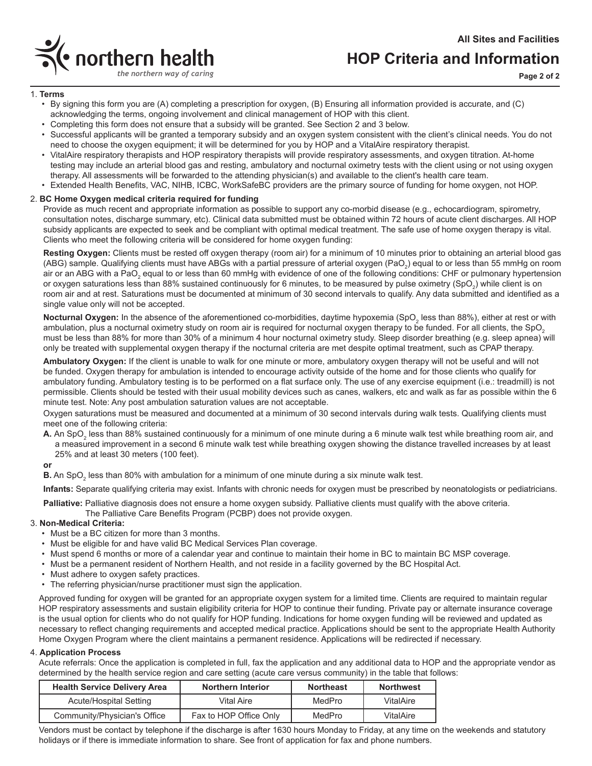# HOP Criteria and Information

All Sites and Facilities

1. **Terms**
   - By signing this form you are (A) completing a prescription for oxygen, (B) Ensuring all information provided is accurate, and (C) acknowledging the terms, ongoing involvement and clinical management of HOP with this client.
   - Completing this form does not ensure that a subsidy will be granted. See Section 2 and 3 below.
   - Successful applicants will be granted a temporary subsidy and an oxygen system consistent with the client's clinical needs. You do not need to choose the oxygen equipment; it will be determined for you by HOP and a VitalAire respiratory therapist.
   - VitalAire respiratory therapists and HOP respiratory therapists will provide respiratory assessments, and oxygen titration. At-home testing may include an arterial blood gas and resting, ambulatory and nocturnal oximetry tests with the client using or not using oxygen therapy. All assessments will be forwarded to the attending physician(s) and available to the client's health care team.
   - Extended Health Benefits, VAC, NIHB, ICBC, WorkSafeBC providers are the primary source of funding for home oxygen, not HOP.

2. **BC Home Oxygen medical criteria required for funding**

   Provide as much recent and appropriate information as possible to support any co-morbid disease (e.g., echocardiogram, spirometry, consultation notes, discharge summary, etc). Clinical data submitted must be obtained within 72 hours of acute client discharges. All HOP subsidy applicants are expected to seek and be compliant with optimal medical treatment. The safe use of home oxygen therapy is vital. Clients who meet the following criteria will be considered for home oxygen funding:

   **Resting Oxygen:** Clients must be rested off oxygen therapy (room air) for a minimum of 10 minutes prior to obtaining an arterial blood gas (ABG) sample. Qualifying clients must have ABGs with a partial pressure of arterial oxygen ($PaO_2$) equal to or less than 55 mmHg on room air or an ABG with a $PaO_2$ equal to or less than 60 mmHg with evidence of one of the following conditions: CHF or pulmonary hypertension or oxygen saturations less than 88% sustained continuously for 6 minutes, to be measured by pulse oximetry ($SpO_2$) while client is on room air and at rest. Saturations must be documented at minimum of 30 second intervals to qualify. Any data submitted and identified as a single value only will not be accepted.

   **Nocturnal Oxygen:** In the absence of the aforementioned co-morbidities, daytime hypoxemia ($SpO_2$ less than 88%), either at rest or with ambulation, plus a nocturnal oximetry study on room air is required for nocturnal oxygen therapy to be funded. For all clients, the $SpO_2$ must be less than 88% for more than 30% of a minimum 4 hour nocturnal oximetry study. Sleep disorder breathing (e.g. sleep apnea) will only be treated with supplemental oxygen therapy if the nocturnal criteria are met despite optimal treatment, such as CPAP therapy.

   **Ambulatory Oxygen:** If the client is unable to walk for one minute or more, ambulatory oxygen therapy will not be useful and will not be funded. Oxygen therapy for ambulation is intended to encourage activity outside of the home and for those clients who qualify for ambulatory funding. Ambulatory testing is to be performed on a flat surface only. The use of any exercise equipment (i.e.: treadmill) is not permissible. Clients should be tested with their usual mobility devices such as canes, walkers, etc and walk as far as possible within the 6 minute test. Note: Any post ambulation saturation values are not acceptable.

   Oxygen saturations must be measured and documented at a minimum of 30 second intervals during walk tests. Qualifying clients must meet one of the following criteria:

   **A.** An $SpO_2$ less than 88% sustained continuously for a minimum of one minute during a 6 minute walk test while breathing room air, and a measured improvement in a second 6 minute walk test while breathing oxygen showing the distance travelled increases by at least 25% and at least 30 meters (100 feet).

   **or**

   **B.** An $SpO_2$ less than 80% with ambulation for a minimum of one minute during a six minute walk test.

   **Infants:** Separate qualifying criteria may exist. Infants with chronic needs for oxygen must be prescribed by neonatologists or pediatricians.

   **Palliative:** Palliative diagnosis does not ensure a home oxygen subsidy. Palliative clients must qualify with the above criteria. The Palliative Care Benefits Program (PCBP) does not provide oxygen.

3. **Non-Medical Criteria:**
   - Must be a BC citizen for more than 3 months.
   - Must be eligible for and have valid BC Medical Services Plan coverage.
   - Must spend 6 months or more of a calendar year and continue to maintain their home in BC to maintain BC MSP coverage.
   - Must be a permanent resident of Northern Health, and not reside in a facility governed by the BC Hospital Act.
   - Must adhere to oxygen safety practices.
   - The referring physician/nurse practitioner must sign the application.

   Approved funding for oxygen will be granted for an appropriate oxygen system for a limited time. Clients are required to maintain regular HOP respiratory assessments and sustain eligibility criteria for HOP to continue their funding. Private pay or alternate insurance coverage is the usual option for clients who do not qualify for HOP funding. Indications for home oxygen funding will be reviewed and updated as necessary to reflect changing requirements and accepted medical practice. Applications should be sent to the appropriate Health Authority Home Oxygen Program where the client maintains a permanent residence. Applications will be redirected if necessary.

4. **Application Process**

   Acute referrals: Once the application is completed in full, fax the application and any additional data to HOP and the appropriate vendor as determined by the health service region and care setting (acute care versus community) in the table that follows:

| Health Service Delivery Area | Northern Interior | Northeast | Northwest |
|---|---|---|---|
| Acute/Hospital Setting | Vital Aire | MedPro | VitalAire |
| Community/Physician's Office | Fax to HOP Office Only | MedPro | VitalAire |

Vendors must be contact by telephone if the discharge is after 1630 hours Monday to Friday, at any time on the weekends and statutory holidays or if there is immediate information to share. See front of application for fax and phone numbers.